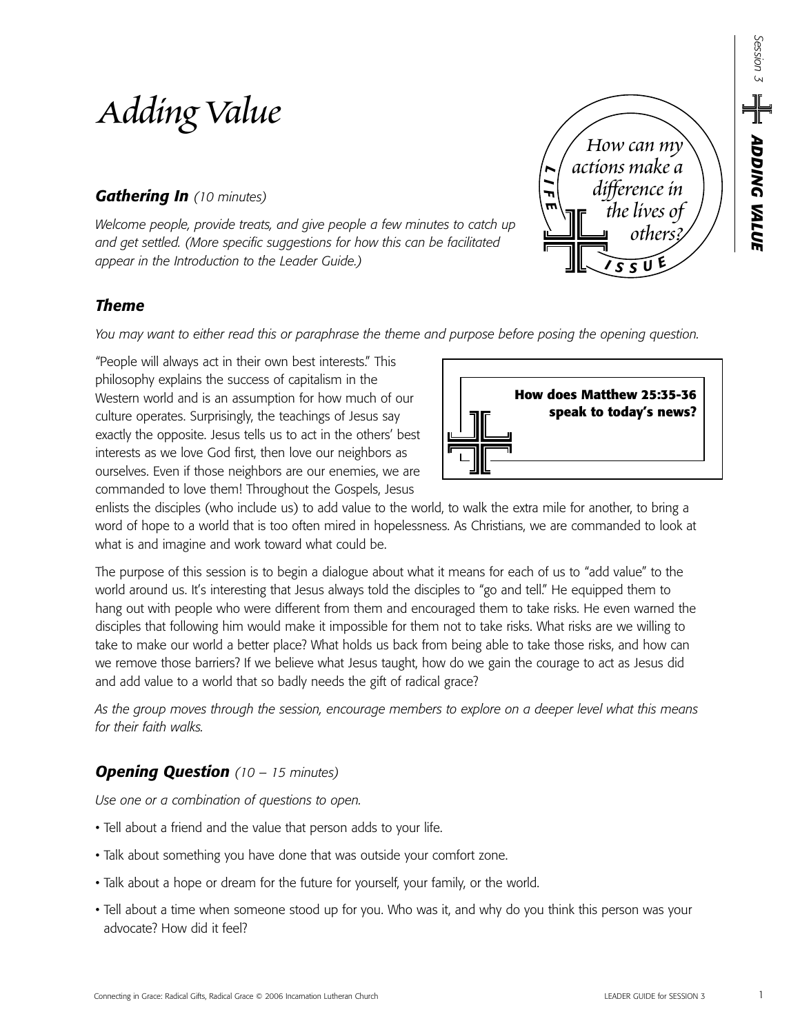# Adding Value

*How can my actions make a difference in the lives of others?*

LIFE ISSUE

### *Gathering In* *(10 minutes)*

*Welcome people, provide treats, and give people a few minutes to catch up and get settled. (More specific suggestions for how this can be facilitated appear in the Introduction to the Leader Guide.)*

### *Theme*

*You may want to either read this or paraphrase the theme and purpose before posing the opening question.*

**How does Matthew 25:35-36 speak to today's news?**

"People will always act in their own best interests." This philosophy explains the success of capitalism in the Western world and is an assumption for how much of our culture operates. Surprisingly, the teachings of Jesus say exactly the opposite. Jesus tells us to act in the others' best interests as we love God first, then love our neighbors as ourselves. Even if those neighbors are our enemies, we are commanded to love them! Throughout the Gospels, Jesus enlists the disciples (who include us) to add value to the world, to walk the extra mile for another, to bring a word of hope to a world that is too often mired in hopelessness. As Christians, we are commanded to look at what is and imagine and work toward what could be.

The purpose of this session is to begin a dialogue about what it means for each of us to "add value" to the world around us. It's interesting that Jesus always told the disciples to "go and tell." He equipped them to hang out with people who were different from them and encouraged them to take risks. He even warned the disciples that following him would make it impossible for them not to take risks. What risks are we willing to take to make our world a better place? What holds us back from being able to take those risks, and how can we remove those barriers? If we believe what Jesus taught, how do we gain the courage to act as Jesus did and add value to a world that so badly needs the gift of radical grace?

*As the group moves through the session, encourage members to explore on a deeper level what this means for their faith walks.*

### *Opening Question* *(10 – 15 minutes)*

*Use one or a combination of questions to open.*

- Tell about a friend and the value that person adds to your life.
- Talk about something you have done that was outside your comfort zone.
- Talk about a hope or dream for the future for yourself, your family, or the world.
- Tell about a time when someone stood up for you. Who was it, and why do you think this person was your advocate? How did it feel?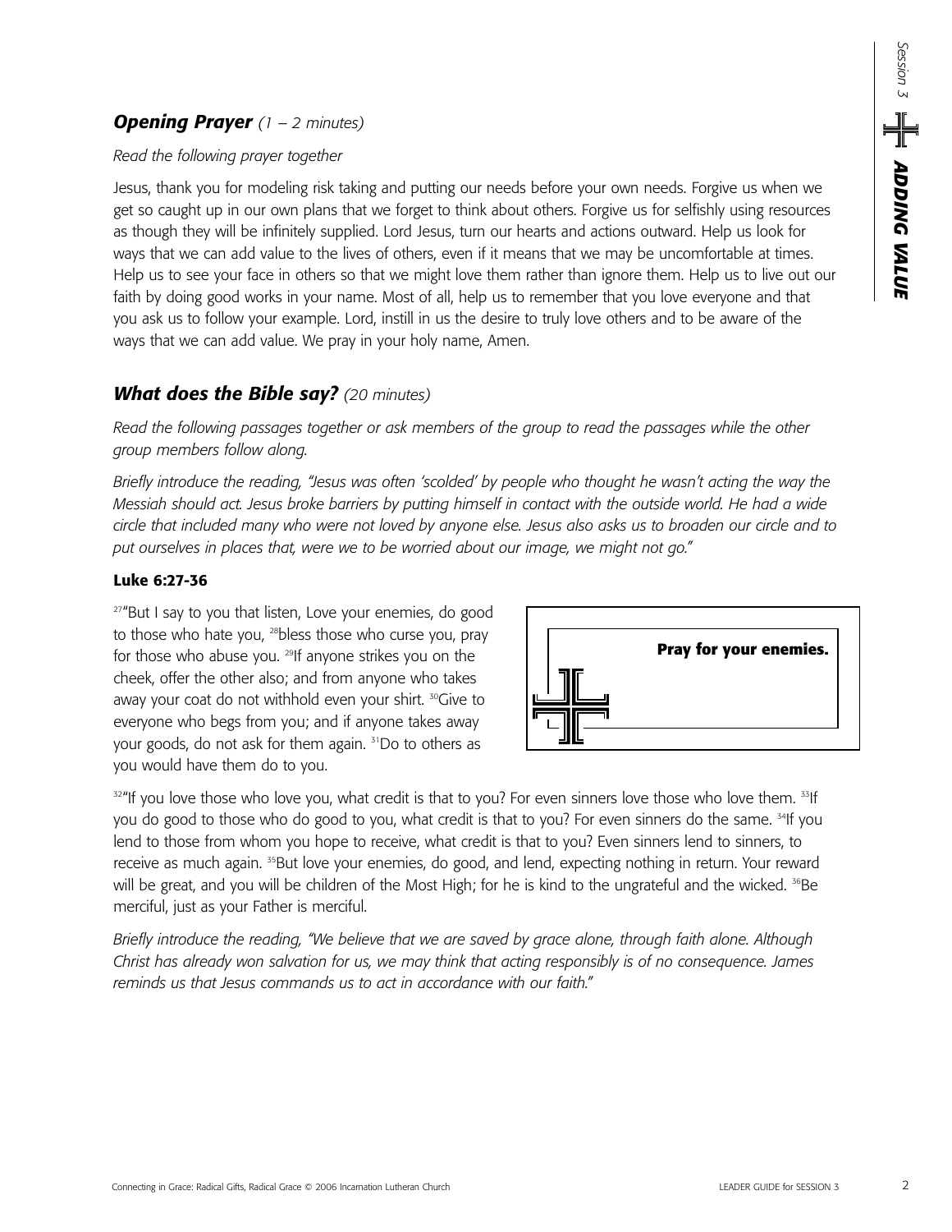### ***Opening Prayer*** *(1 – 2 minutes)*

*Read the following prayer together*

Jesus, thank you for modeling risk taking and putting our needs before your own needs. Forgive us when we get so caught up in our own plans that we forget to think about others. Forgive us for selfishly using resources as though they will be infinitely supplied. Lord Jesus, turn our hearts and actions outward. Help us look for ways that we can add value to the lives of others, even if it means that we may be uncomfortable at times. Help us to see your face in others so that we might love them rather than ignore them. Help us to live out our faith by doing good works in your name. Most of all, help us to remember that you love everyone and that you ask us to follow your example. Lord, instill in us the desire to truly love others and to be aware of the ways that we can add value. We pray in your holy name, Amen.

### ***What does the Bible say?*** *(20 minutes)*

*Read the following passages together or ask members of the group to read the passages while the other group members follow along.*

*Briefly introduce the reading, "Jesus was often 'scolded' by people who thought he wasn't acting the way the Messiah should act. Jesus broke barriers by putting himself in contact with the outside world. He had a wide circle that included many who were not loved by anyone else. Jesus also asks us to broaden our circle and to put ourselves in places that, were we to be worried about our image, we might not go."*

**Luke 6:27-36**

[27]"But I say to you that listen, Love your enemies, do good to those who hate you, [28]bless those who curse you, pray for those who abuse you. [29]If anyone strikes you on the cheek, offer the other also; and from anyone who takes away your coat do not withhold even your shirt. [30]Give to everyone who begs from you; and if anyone takes away your goods, do not ask for them again. [31]Do to others as you would have them do to you.

**Pray for your enemies.**

[32]"If you love those who love you, what credit is that to you? For even sinners love those who love them. [33]If you do good to those who do good to you, what credit is that to you? For even sinners do the same. [34]If you lend to those from whom you hope to receive, what credit is that to you? Even sinners lend to sinners, to receive as much again. [35]But love your enemies, do good, and lend, expecting nothing in return. Your reward will be great, and you will be children of the Most High; for he is kind to the ungrateful and the wicked. [36]Be merciful, just as your Father is merciful.

*Briefly introduce the reading, "We believe that we are saved by grace alone, through faith alone. Although Christ has already won salvation for us, we may think that acting responsibly is of no consequence. James reminds us that Jesus commands us to act in accordance with our faith."*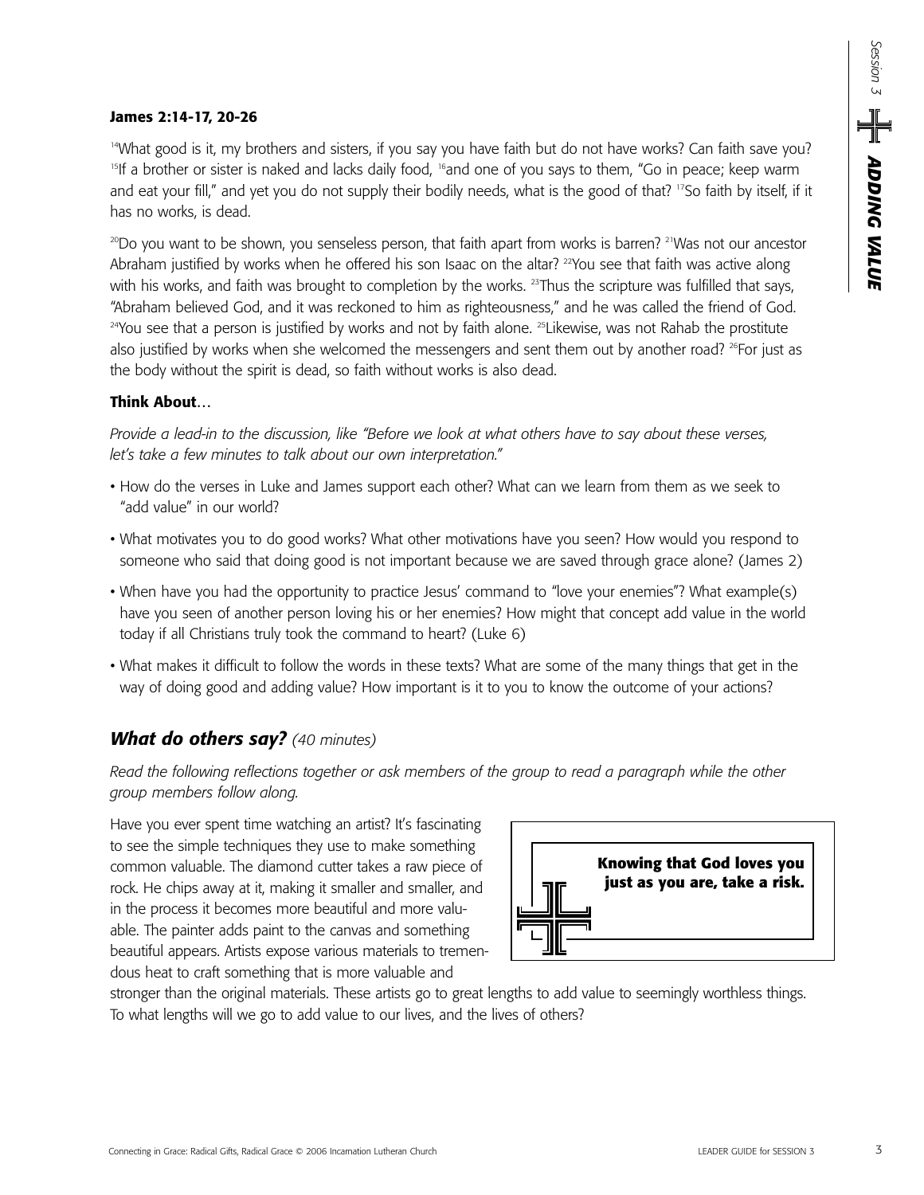**James 2:14-17, 20-26**

[14]What good is it, my brothers and sisters, if you say you have faith but do not have works? Can faith save you? [15]If a brother or sister is naked and lacks daily food, [16]and one of you says to them, "Go in peace; keep warm and eat your fill," and yet you do not supply their bodily needs, what is the good of that? [17]So faith by itself, if it has no works, is dead.

[20]Do you want to be shown, you senseless person, that faith apart from works is barren? [21]Was not our ancestor Abraham justified by works when he offered his son Isaac on the altar? [22]You see that faith was active along with his works, and faith was brought to completion by the works. [23]Thus the scripture was fulfilled that says, "Abraham believed God, and it was reckoned to him as righteousness," and he was called the friend of God. [24]You see that a person is justified by works and not by faith alone. [25]Likewise, was not Rahab the prostitute also justified by works when she welcomed the messengers and sent them out by another road? [26]For just as the body without the spirit is dead, so faith without works is also dead.

**Think About…**

*Provide a lead-in to the discussion, like "Before we look at what others have to say about these verses, let's take a few minutes to talk about our own interpretation."*

- How do the verses in Luke and James support each other? What can we learn from them as we seek to "add value" in our world?
- What motivates you to do good works? What other motivations have you seen? How would you respond to someone who said that doing good is not important because we are saved through grace alone? (James 2)
- When have you had the opportunity to practice Jesus' command to "love your enemies"? What example(s) have you seen of another person loving his or her enemies? How might that concept add value in the world today if all Christians truly took the command to heart? (Luke 6)
- What makes it difficult to follow the words in these texts? What are some of the many things that get in the way of doing good and adding value? How important is it to you to know the outcome of your actions?

## ***What do others say?*** *(40 minutes)*

*Read the following reflections together or ask members of the group to read a paragraph while the other group members follow along.*

> **Knowing that God loves you just as you are, take a risk.**

Have you ever spent time watching an artist? It's fascinating to see the simple techniques they use to make something common valuable. The diamond cutter takes a raw piece of rock. He chips away at it, making it smaller and smaller, and in the process it becomes more beautiful and more valuable. The painter adds paint to the canvas and something beautiful appears. Artists expose various materials to tremendous heat to craft something that is more valuable and stronger than the original materials. These artists go to great lengths to add value to seemingly worthless things. To what lengths will we go to add value to our lives, and the lives of others?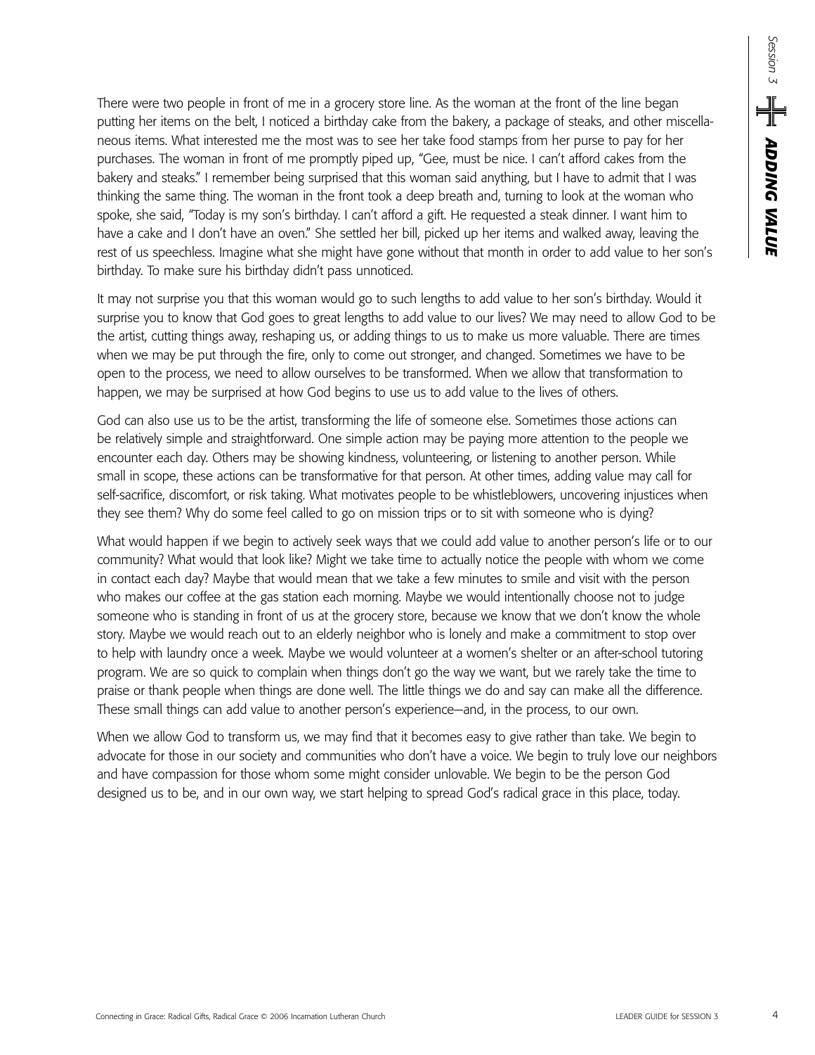There were two people in front of me in a grocery store line. As the woman at the front of the line began putting her items on the belt, I noticed a birthday cake from the bakery, a package of steaks, and other miscellaneous items. What interested me the most was to see her take food stamps from her purse to pay for her purchases. The woman in front of me promptly piped up, "Gee, must be nice. I can't afford cakes from the bakery and steaks." I remember being surprised that this woman said anything, but I have to admit that I was thinking the same thing. The woman in the front took a deep breath and, turning to look at the woman who spoke, she said, "Today is my son's birthday. I can't afford a gift. He requested a steak dinner. I want him to have a cake and I don't have an oven." She settled her bill, picked up her items and walked away, leaving the rest of us speechless. Imagine what she might have gone without that month in order to add value to her son's birthday. To make sure his birthday didn't pass unnoticed.

It may not surprise you that this woman would go to such lengths to add value to her son's birthday. Would it surprise you to know that God goes to great lengths to add value to our lives? We may need to allow God to be the artist, cutting things away, reshaping us, or adding things to us to make us more valuable. There are times when we may be put through the fire, only to come out stronger, and changed. Sometimes we have to be open to the process, we need to allow ourselves to be transformed. When we allow that transformation to happen, we may be surprised at how God begins to use us to add value to the lives of others.

God can also use us to be the artist, transforming the life of someone else. Sometimes those actions can be relatively simple and straightforward. One simple action may be paying more attention to the people we encounter each day. Others may be showing kindness, volunteering, or listening to another person. While small in scope, these actions can be transformative for that person. At other times, adding value may call for self-sacrifice, discomfort, or risk taking. What motivates people to be whistleblowers, uncovering injustices when they see them? Why do some feel called to go on mission trips or to sit with someone who is dying?

What would happen if we begin to actively seek ways that we could add value to another person's life or to our community? What would that look like? Might we take time to actually notice the people with whom we come in contact each day? Maybe that would mean that we take a few minutes to smile and visit with the person who makes our coffee at the gas station each morning. Maybe we would intentionally choose not to judge someone who is standing in front of us at the grocery store, because we know that we don't know the whole story. Maybe we would reach out to an elderly neighbor who is lonely and make a commitment to stop over to help with laundry once a week. Maybe we would volunteer at a women's shelter or an after-school tutoring program. We are so quick to complain when things don't go the way we want, but we rarely take the time to praise or thank people when things are done well. The little things we do and say can make all the difference. These small things can add value to another person's experience—and, in the process, to our own.

When we allow God to transform us, we may find that it becomes easy to give rather than take. We begin to advocate for those in our society and communities who don't have a voice. We begin to truly love our neighbors and have compassion for those whom some might consider unlovable. We begin to be the person God designed us to be, and in our own way, we start helping to spread God's radical grace in this place, today.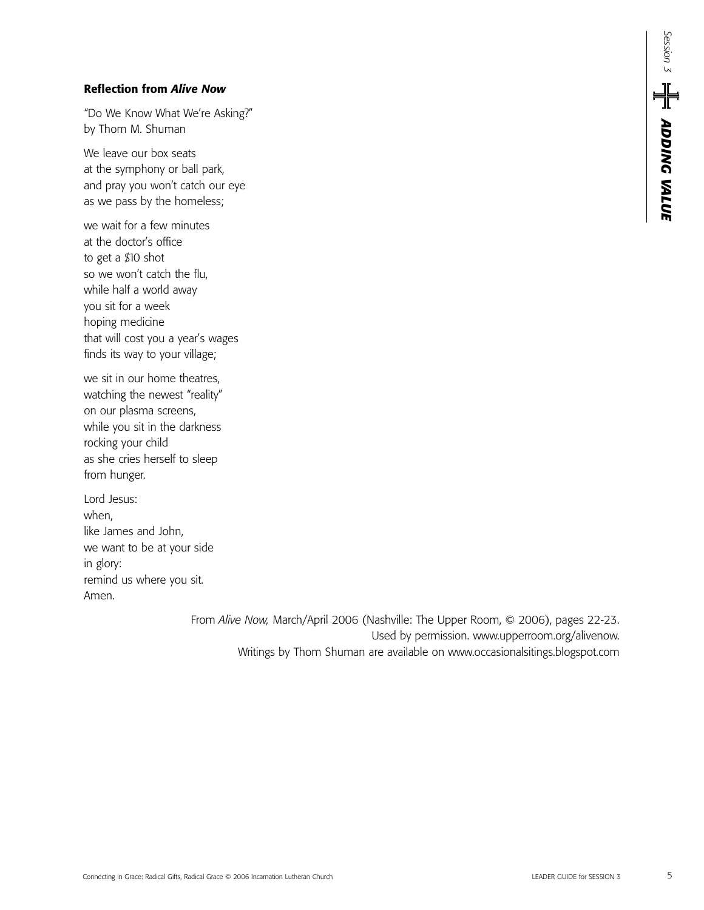### Reflection from *Alive Now*

"Do We Know What We're Asking?"
by Thom M. Shuman

We leave our box seats
at the symphony or ball park,
and pray you won't catch our eye
as we pass by the homeless;

we wait for a few minutes
at the doctor's office
to get a $10 shot
so we won't catch the flu,
while half a world away
you sit for a week
hoping medicine
that will cost you a year's wages
finds its way to your village;

we sit in our home theatres,
watching the newest "reality"
on our plasma screens,
while you sit in the darkness
rocking your child
as she cries herself to sleep
from hunger.

Lord Jesus:
when,
like James and John,
we want to be at your side
in glory:
remind us where you sit.
Amen.

From *Alive Now,* March/April 2006 (Nashville: The Upper Room, © 2006), pages 22-23.
Used by permission. www.upperroom.org/alivenow.
Writings by Thom Shuman are available on www.occasionalsitings.blogspot.com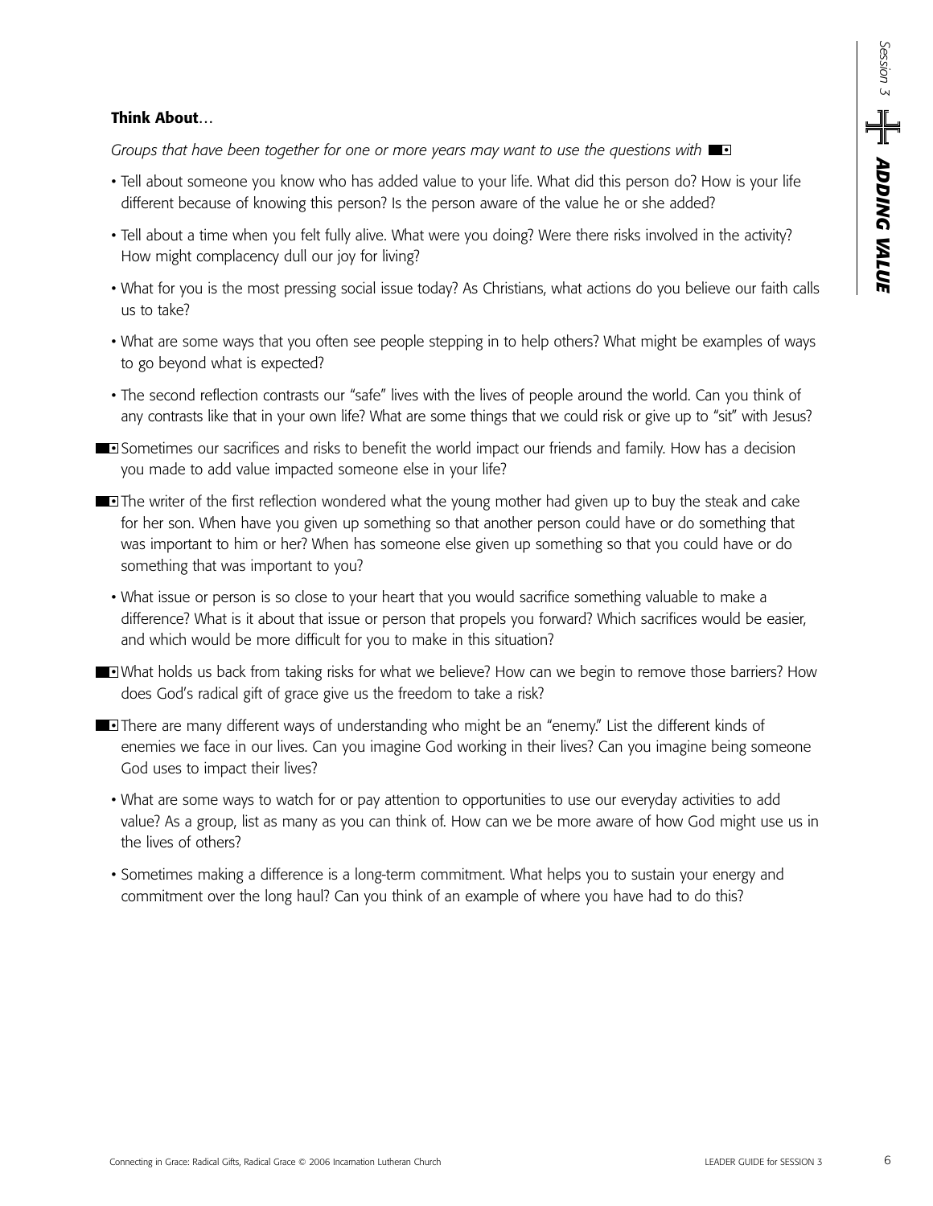**Think About**…

*Groups that have been together for one or more years may want to use the questions with* ■▪

- Tell about someone you know who has added value to your life. What did this person do? How is your life different because of knowing this person? Is the person aware of the value he or she added?
- Tell about a time when you felt fully alive. What were you doing? Were there risks involved in the activity? How might complacency dull our joy for living?
- What for you is the most pressing social issue today? As Christians, what actions do you believe our faith calls us to take?
- What are some ways that you often see people stepping in to help others? What might be examples of ways to go beyond what is expected?
- The second reflection contrasts our "safe" lives with the lives of people around the world. Can you think of any contrasts like that in your own life? What are some things that we could risk or give up to "sit" with Jesus?

■▪ Sometimes our sacrifices and risks to benefit the world impact our friends and family. How has a decision you made to add value impacted someone else in your life?

■▪ The writer of the first reflection wondered what the young mother had given up to buy the steak and cake for her son. When have you given up something so that another person could have or do something that was important to him or her? When has someone else given up something so that you could have or do something that was important to you?

- What issue or person is so close to your heart that you would sacrifice something valuable to make a difference? What is it about that issue or person that propels you forward? Which sacrifices would be easier, and which would be more difficult for you to make in this situation?

■▪ What holds us back from taking risks for what we believe? How can we begin to remove those barriers? How does God's radical gift of grace give us the freedom to take a risk?

■▪ There are many different ways of understanding who might be an "enemy." List the different kinds of enemies we face in our lives. Can you imagine God working in their lives? Can you imagine being someone God uses to impact their lives?

- What are some ways to watch for or pay attention to opportunities to use our everyday activities to add value? As a group, list as many as you can think of. How can we be more aware of how God might use us in the lives of others?
- Sometimes making a difference is a long-term commitment. What helps you to sustain your energy and commitment over the long haul? Can you think of an example of where you have had to do this?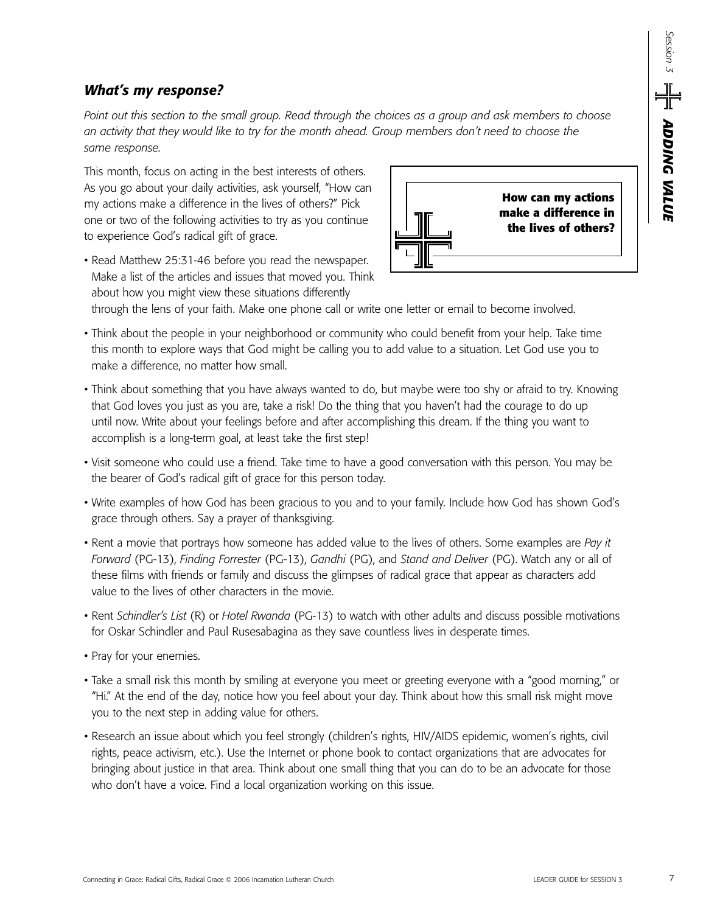### *What's my response?*

*Point out this section to the small group. Read through the choices as a group and ask members to choose an activity that they would like to try for the month ahead. Group members don't need to choose the same response.*

This month, focus on acting in the best interests of others. As you go about your daily activities, ask yourself, "How can my actions make a difference in the lives of others?" Pick one or two of the following activities to try as you continue to experience God's radical gift of grace.

> **How can my actions make a difference in the lives of others?**

- Read Matthew 25:31-46 before you read the newspaper. Make a list of the articles and issues that moved you. Think about how you might view these situations differently through the lens of your faith. Make one phone call or write one letter or email to become involved.
- Think about the people in your neighborhood or community who could benefit from your help. Take time this month to explore ways that God might be calling you to add value to a situation. Let God use you to make a difference, no matter how small.
- Think about something that you have always wanted to do, but maybe were too shy or afraid to try. Knowing that God loves you just as you are, take a risk! Do the thing that you haven't had the courage to do up until now. Write about your feelings before and after accomplishing this dream. If the thing you want to accomplish is a long-term goal, at least take the first step!
- Visit someone who could use a friend. Take time to have a good conversation with this person. You may be the bearer of God's radical gift of grace for this person today.
- Write examples of how God has been gracious to you and to your family. Include how God has shown God's grace through others. Say a prayer of thanksgiving.
- Rent a movie that portrays how someone has added value to the lives of others. Some examples are *Pay it Forward* (PG-13), *Finding Forrester* (PG-13), *Gandhi* (PG), and *Stand and Deliver* (PG). Watch any or all of these films with friends or family and discuss the glimpses of radical grace that appear as characters add value to the lives of other characters in the movie.
- Rent *Schindler's List* (R) or *Hotel Rwanda* (PG-13) to watch with other adults and discuss possible motivations for Oskar Schindler and Paul Rusesabagina as they save countless lives in desperate times.
- Pray for your enemies.
- Take a small risk this month by smiling at everyone you meet or greeting everyone with a "good morning," or "Hi." At the end of the day, notice how you feel about your day. Think about how this small risk might move you to the next step in adding value for others.
- Research an issue about which you feel strongly (children's rights, HIV/AIDS epidemic, women's rights, civil rights, peace activism, etc.). Use the Internet or phone book to contact organizations that are advocates for bringing about justice in that area. Think about one small thing that you can do to be an advocate for those who don't have a voice. Find a local organization working on this issue.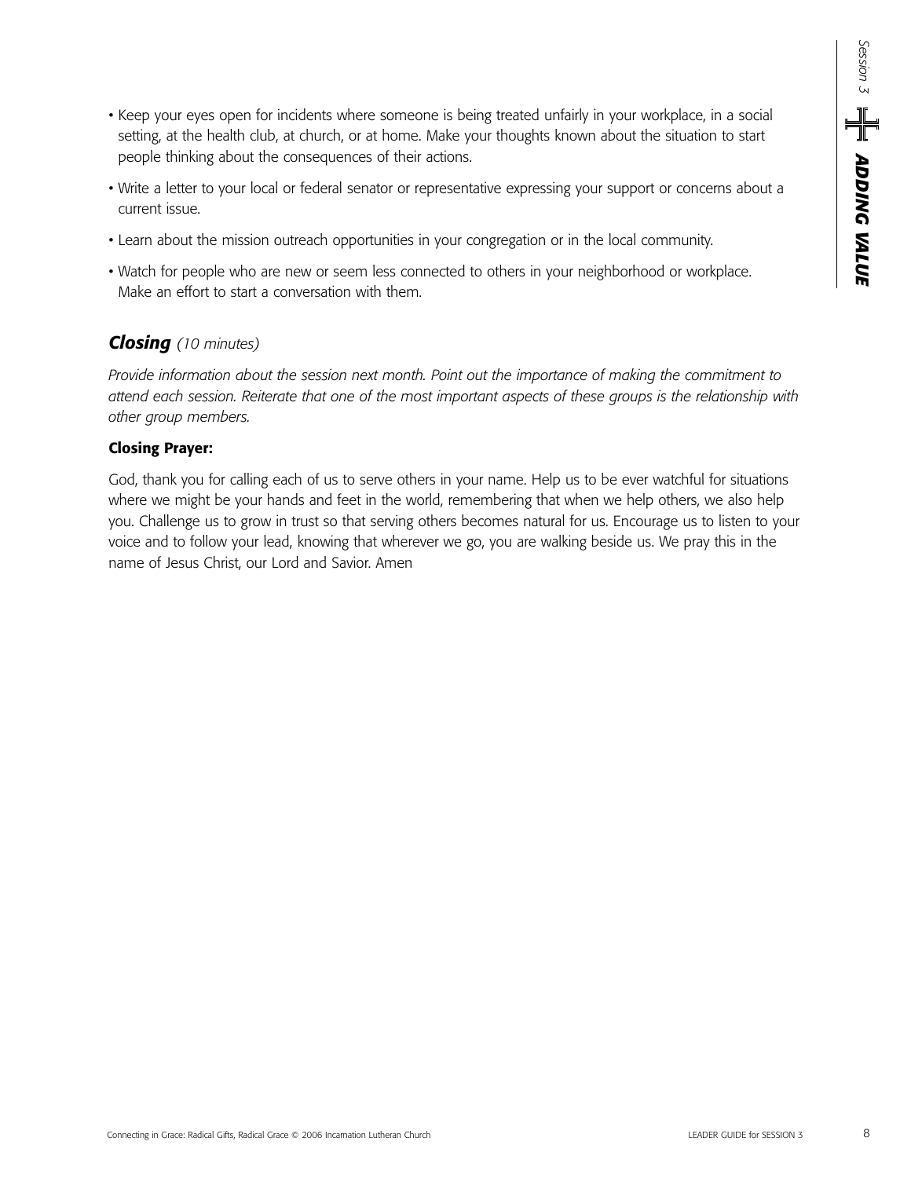- Keep your eyes open for incidents where someone is being treated unfairly in your workplace, in a social setting, at the health club, at church, or at home. Make your thoughts known about the situation to start people thinking about the consequences of their actions.
- Write a letter to your local or federal senator or representative expressing your support or concerns about a current issue.
- Learn about the mission outreach opportunities in your congregation or in the local community.
- Watch for people who are new or seem less connected to others in your neighborhood or workplace. Make an effort to start a conversation with them.

## ***Closing*** *(10 minutes)*

*Provide information about the session next month. Point out the importance of making the commitment to attend each session. Reiterate that one of the most important aspects of these groups is the relationship with other group members.*

**Closing Prayer:**

God, thank you for calling each of us to serve others in your name. Help us to be ever watchful for situations where we might be your hands and feet in the world, remembering that when we help others, we also help you. Challenge us to grow in trust so that serving others becomes natural for us. Encourage us to listen to your voice and to follow your lead, knowing that wherever we go, you are walking beside us. We pray this in the name of Jesus Christ, our Lord and Savior. Amen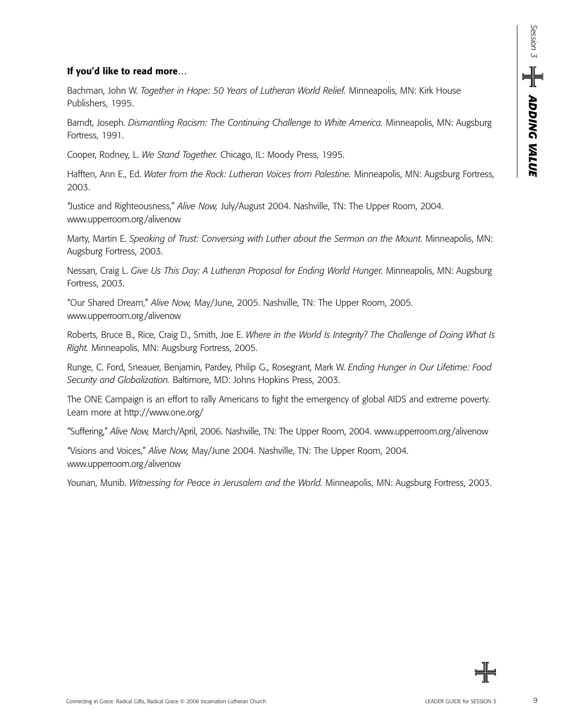**If you'd like to read more**…

Bachman, John W. *Together in Hope: 50 Years of Lutheran World Relief.* Minneapolis, MN: Kirk House Publishers, 1995.

Barndt, Joseph. *Dismantling Racism: The Continuing Challenge to White America.* Minneapolis, MN: Augsburg Fortress, 1991.

Cooper, Rodney, L. *We Stand Together.* Chicago, IL: Moody Press, 1995.

Hafften, Ann E., Ed. *Water from the Rock: Lutheran Voices from Palestine.* Minneapolis, MN: Augsburg Fortress, 2003.

"Justice and Righteousness," *Alive Now,* July/August 2004. Nashville, TN: The Upper Room, 2004. www.upperroom.org/alivenow

Marty, Martin E. *Speaking of Trust: Conversing with Luther about the Sermon on the Mount.* Minneapolis, MN: Augsburg Fortress, 2003.

Nessan, Craig L. *Give Us This Day: A Lutheran Proposal for Ending World Hunger.* Minneapolis, MN: Augsburg Fortress, 2003.

"Our Shared Dream," *Alive Now,* May/June, 2005. Nashville, TN: The Upper Room, 2005. www.upperroom.org/alivenow

Roberts, Bruce B., Rice, Craig D., Smith, Joe E. *Where in the World Is Integrity? The Challenge of Doing What Is Right.* Minneapolis, MN: Augsburg Fortress, 2005.

Runge, C. Ford, Sneauer, Benjamin, Pardey, Philip G., Rosegrant, Mark W. *Ending Hunger in Our Lifetime: Food Security and Globalization.* Baltimore, MD: Johns Hopkins Press, 2003.

The ONE Campaign is an effort to rally Americans to fight the emergency of global AIDS and extreme poverty. Learn more at http://www.one.org/

"Suffering," *Alive Now,* March/April, 2006. Nashville, TN: The Upper Room, 2004. www.upperroom.org/alivenow

"Visions and Voices," *Alive Now,* May/June 2004. Nashville, TN: The Upper Room, 2004. www.upperroom.org/alivenow

Younan, Munib. *Witnessing for Peace in Jerusalem and the World.* Minneapolis, MN: Augsburg Fortress, 2003.